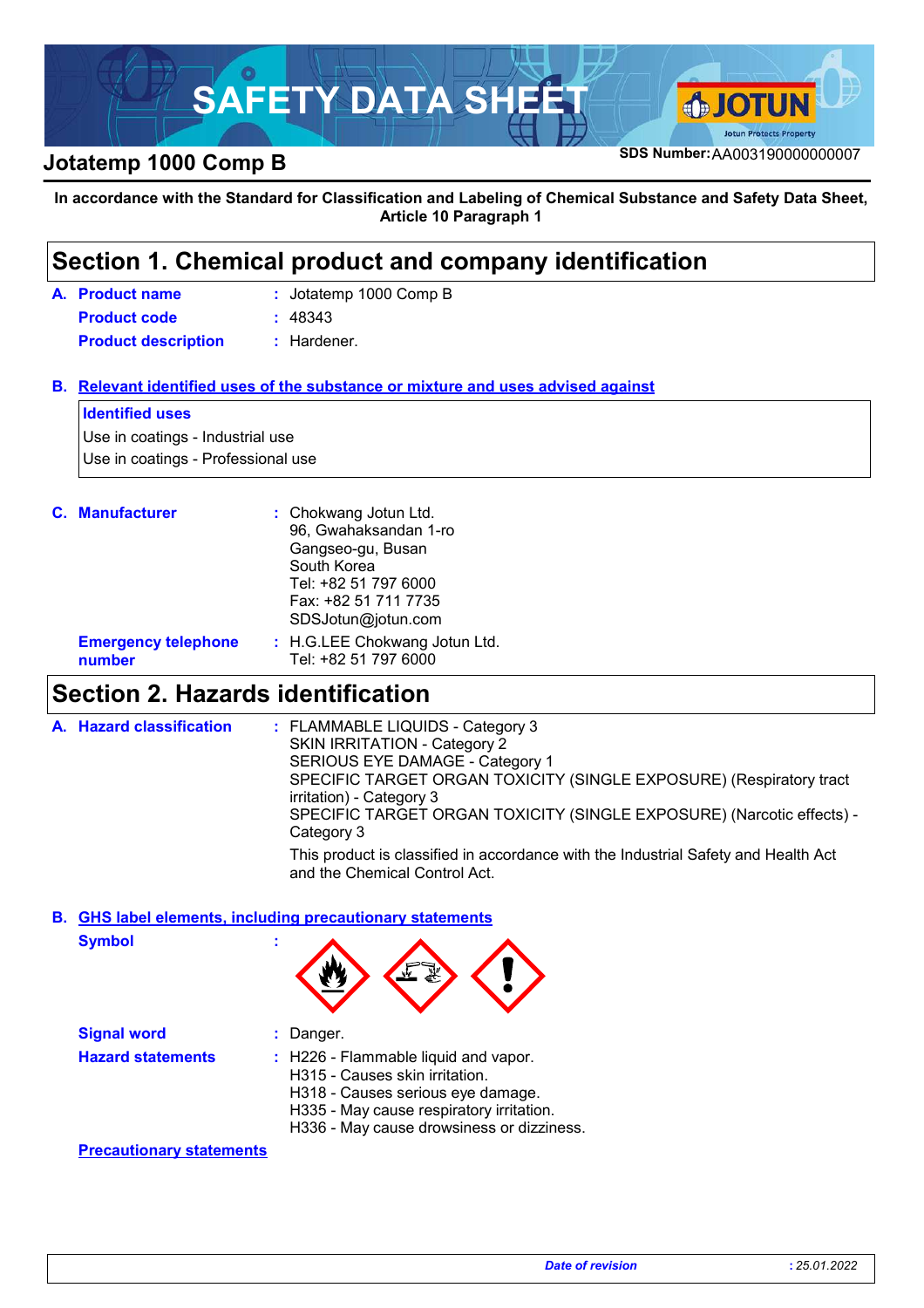# SAFETY DATA SHEET

**Jotatemp 1000 Comp B**

**SDS Number:** AA003190000000007

**In accordance with the Standard for Classification and Labeling of Chemical Substance and Safety Data Sheet, Article 10 Paragraph 1**

## Section 1. Chemical product and company identification

**A. Product name** : Jotatemp 1000 Comp B

**Product code** : 48343

**Product description** : Hardener.

**B. Relevant identified uses of the substance or mixture and uses advised against**

**Identified uses**

Use in coatings - Industrial use

Use in coatings - Professional use

**C. Manufacturer** : Chokwang Jotun Ltd.
96, Gwahaksandan 1-ro
Gangseo-gu, Busan
South Korea
Tel: +82 51 797 6000
Fax: +82 51 711 7735
SDSJotun@jotun.com

**Emergency telephone number** : H.G.LEE Chokwang Jotun Ltd.
Tel: +82 51 797 6000

## Section 2. Hazards identification

**A. Hazard classification** : FLAMMABLE LIQUIDS - Category 3
SKIN IRRITATION - Category 2
SERIOUS EYE DAMAGE - Category 1
SPECIFIC TARGET ORGAN TOXICITY (SINGLE EXPOSURE) (Respiratory tract irritation) - Category 3
SPECIFIC TARGET ORGAN TOXICITY (SINGLE EXPOSURE) (Narcotic effects) - Category 3

This product is classified in accordance with the Industrial Safety and Health Act and the Chemical Control Act.

**B. GHS label elements, including precautionary statements**

**Symbol** :

**Signal word** : Danger.

**Hazard statements** : H226 - Flammable liquid and vapor.
H315 - Causes skin irritation.
H318 - Causes serious eye damage.
H335 - May cause respiratory irritation.
H336 - May cause drowsiness or dizziness.

**Precautionary statements**

*Date of revision* : 25.01.2022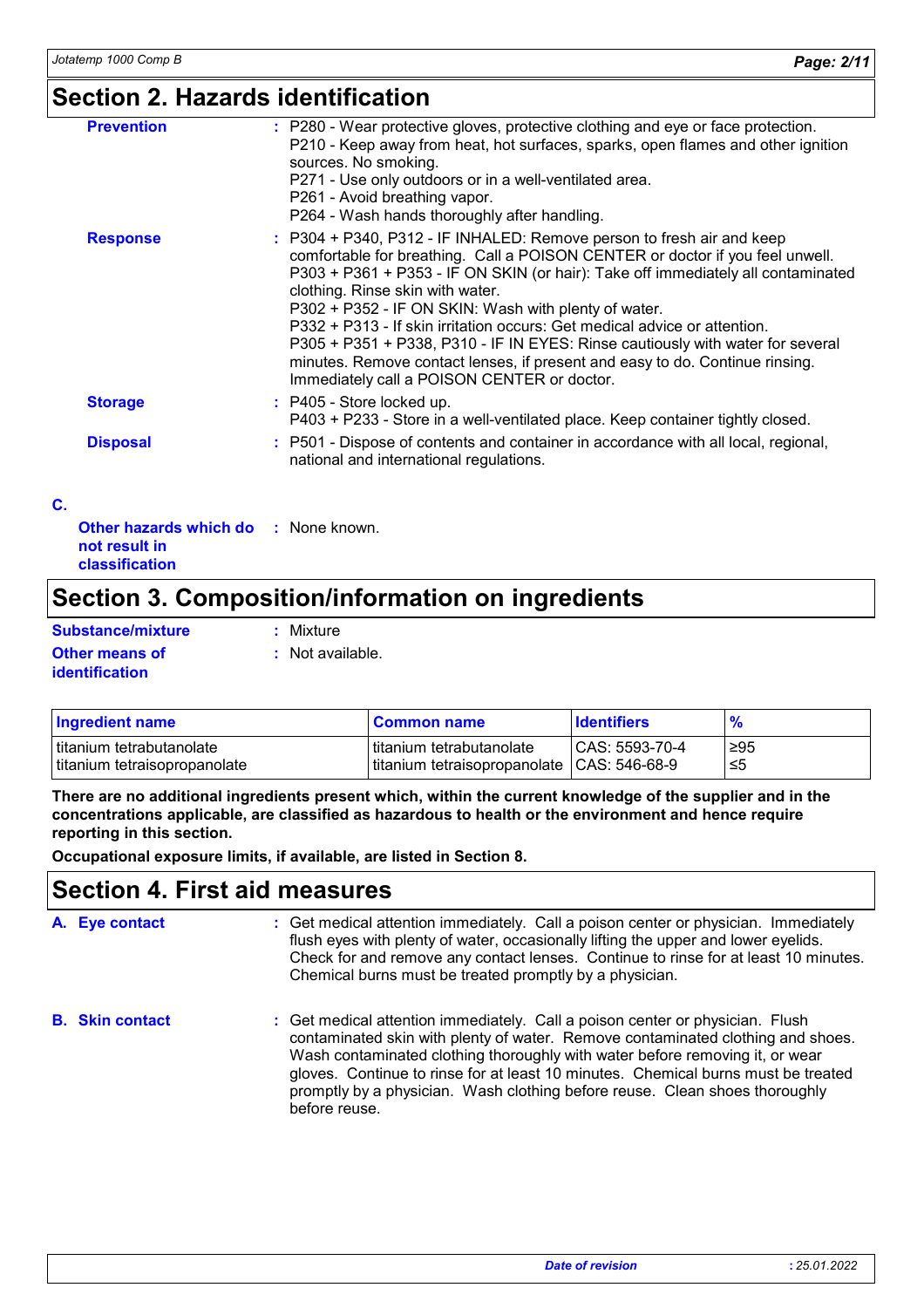## Section 2. Hazards identification

**Prevention** : P280 - Wear protective gloves, protective clothing and eye or face protection.
P210 - Keep away from heat, hot surfaces, sparks, open flames and other ignition sources. No smoking.
P271 - Use only outdoors or in a well-ventilated area.
P261 - Avoid breathing vapor.
P264 - Wash hands thoroughly after handling.

**Response** : P304 + P340, P312 - IF INHALED: Remove person to fresh air and keep comfortable for breathing. Call a POISON CENTER or doctor if you feel unwell.
P303 + P361 + P353 - IF ON SKIN (or hair): Take off immediately all contaminated clothing. Rinse skin with water.
P302 + P352 - IF ON SKIN: Wash with plenty of water.
P332 + P313 - If skin irritation occurs: Get medical advice or attention.
P305 + P351 + P338, P310 - IF IN EYES: Rinse cautiously with water for several minutes. Remove contact lenses, if present and easy to do. Continue rinsing. Immediately call a POISON CENTER or doctor.

**Storage** : P405 - Store locked up.
P403 + P233 - Store in a well-ventilated place. Keep container tightly closed.

**Disposal** : P501 - Dispose of contents and container in accordance with all local, regional, national and international regulations.

**C.**

**Other hazards which do not result in classification** : None known.

## Section 3. Composition/information on ingredients

**Substance/mixture** : Mixture

**Other means of identification** : Not available.

| Ingredient name | Common name | Identifiers | % |
|---|---|---|---|
| titanium tetrabutanolate | titanium tetrabutanolate | CAS: 5593-70-4 | ≥95 |
| titanium tetraisopropanolate | titanium tetraisopropanolate | CAS: 546-68-9 | ≤5 |

**There are no additional ingredients present which, within the current knowledge of the supplier and in the concentrations applicable, are classified as hazardous to health or the environment and hence require reporting in this section.**

**Occupational exposure limits, if available, are listed in Section 8.**

## Section 4. First aid measures

**A. Eye contact** : Get medical attention immediately. Call a poison center or physician. Immediately flush eyes with plenty of water, occasionally lifting the upper and lower eyelids. Check for and remove any contact lenses. Continue to rinse for at least 10 minutes. Chemical burns must be treated promptly by a physician.

**B. Skin contact** : Get medical attention immediately. Call a poison center or physician. Flush contaminated skin with plenty of water. Remove contaminated clothing and shoes. Wash contaminated clothing thoroughly with water before removing it, or wear gloves. Continue to rinse for at least 10 minutes. Chemical burns must be treated promptly by a physician. Wash clothing before reuse. Clean shoes thoroughly before reuse.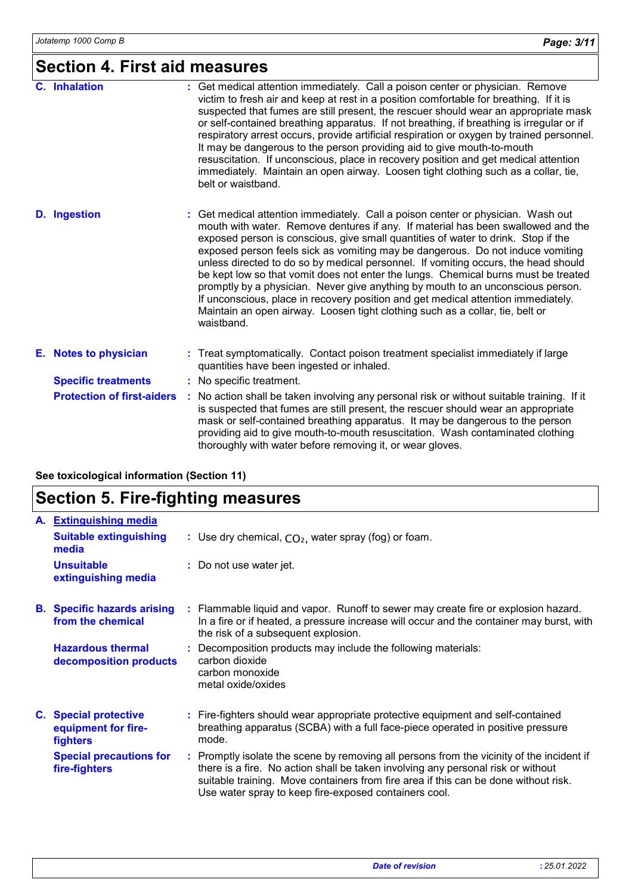## Section 4. First aid measures

**C. Inhalation** : Get medical attention immediately. Call a poison center or physician. Remove victim to fresh air and keep at rest in a position comfortable for breathing. If it is suspected that fumes are still present, the rescuer should wear an appropriate mask or self-contained breathing apparatus. If not breathing, if breathing is irregular or if respiratory arrest occurs, provide artificial respiration or oxygen by trained personnel. It may be dangerous to the person providing aid to give mouth-to-mouth resuscitation. If unconscious, place in recovery position and get medical attention immediately. Maintain an open airway. Loosen tight clothing such as a collar, tie, belt or waistband.

**D. Ingestion** : Get medical attention immediately. Call a poison center or physician. Wash out mouth with water. Remove dentures if any. If material has been swallowed and the exposed person is conscious, give small quantities of water to drink. Stop if the exposed person feels sick as vomiting may be dangerous. Do not induce vomiting unless directed to do so by medical personnel. If vomiting occurs, the head should be kept low so that vomit does not enter the lungs. Chemical burns must be treated promptly by a physician. Never give anything by mouth to an unconscious person. If unconscious, place in recovery position and get medical attention immediately. Maintain an open airway. Loosen tight clothing such as a collar, tie, belt or waistband.

**E. Notes to physician** : Treat symptomatically. Contact poison treatment specialist immediately if large quantities have been ingested or inhaled.

**Specific treatments** : No specific treatment.

**Protection of first-aiders** : No action shall be taken involving any personal risk or without suitable training. If it is suspected that fumes are still present, the rescuer should wear an appropriate mask or self-contained breathing apparatus. It may be dangerous to the person providing aid to give mouth-to-mouth resuscitation. Wash contaminated clothing thoroughly with water before removing it, or wear gloves.

**See toxicological information (Section 11)**

## Section 5. Fire-fighting measures

**A. Extinguishing media**

**Suitable extinguishing media** : Use dry chemical, $CO_2$, water spray (fog) or foam.

**Unsuitable extinguishing media** : Do not use water jet.

**B. Specific hazards arising from the chemical** : Flammable liquid and vapor. Runoff to sewer may create fire or explosion hazard. In a fire or if heated, a pressure increase will occur and the container may burst, with the risk of a subsequent explosion.

**Hazardous thermal decomposition products** : Decomposition products may include the following materials:
carbon dioxide
carbon monoxide
metal oxide/oxides

**C. Special protective equipment for fire-fighters** : Fire-fighters should wear appropriate protective equipment and self-contained breathing apparatus (SCBA) with a full face-piece operated in positive pressure mode.

**Special precautions for fire-fighters** : Promptly isolate the scene by removing all persons from the vicinity of the incident if there is a fire. No action shall be taken involving any personal risk or without suitable training. Move containers from fire area if this can be done without risk. Use water spray to keep fire-exposed containers cool.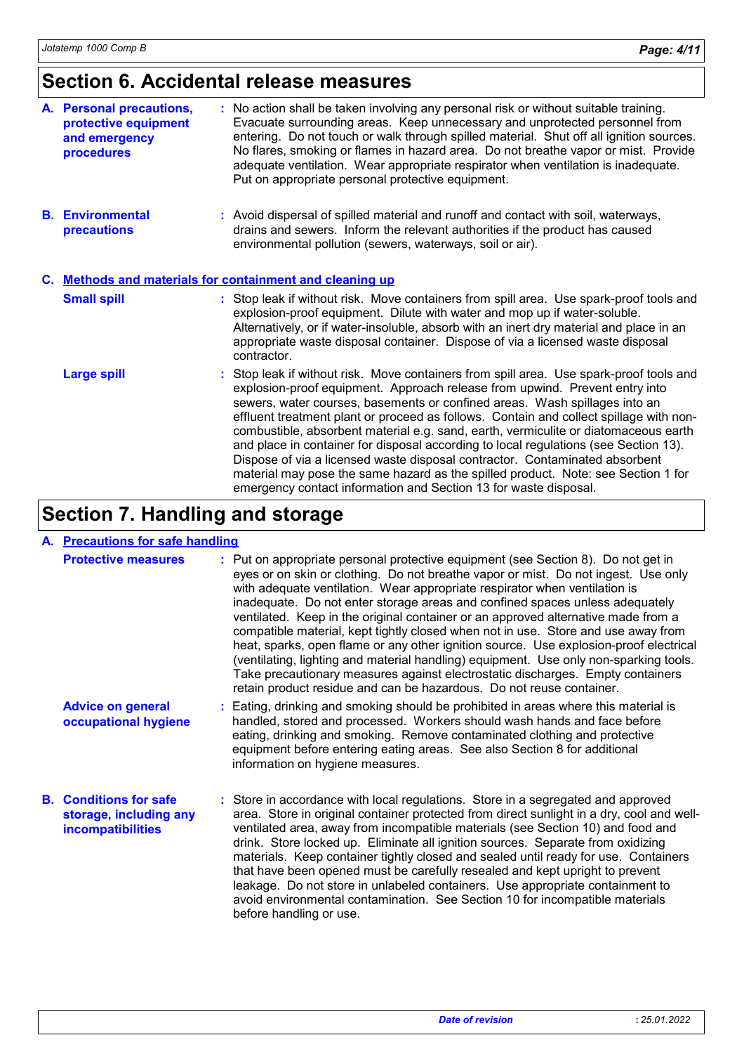## Section 6. Accidental release measures

**A. Personal precautions, protective equipment and emergency procedures** : No action shall be taken involving any personal risk or without suitable training. Evacuate surrounding areas. Keep unnecessary and unprotected personnel from entering. Do not touch or walk through spilled material. Shut off all ignition sources. No flares, smoking or flames in hazard area. Do not breathe vapor or mist. Provide adequate ventilation. Wear appropriate respirator when ventilation is inadequate. Put on appropriate personal protective equipment.

**B. Environmental precautions** : Avoid dispersal of spilled material and runoff and contact with soil, waterways, drains and sewers. Inform the relevant authorities if the product has caused environmental pollution (sewers, waterways, soil or air).

**C. Methods and materials for containment and cleaning up**

**Small spill** : Stop leak if without risk. Move containers from spill area. Use spark-proof tools and explosion-proof equipment. Dilute with water and mop up if water-soluble. Alternatively, or if water-insoluble, absorb with an inert dry material and place in an appropriate waste disposal container. Dispose of via a licensed waste disposal contractor.

**Large spill** : Stop leak if without risk. Move containers from spill area. Use spark-proof tools and explosion-proof equipment. Approach release from upwind. Prevent entry into sewers, water courses, basements or confined areas. Wash spillages into an effluent treatment plant or proceed as follows. Contain and collect spillage with non-combustible, absorbent material e.g. sand, earth, vermiculite or diatomaceous earth and place in container for disposal according to local regulations (see Section 13). Dispose of via a licensed waste disposal contractor. Contaminated absorbent material may pose the same hazard as the spilled product. Note: see Section 1 for emergency contact information and Section 13 for waste disposal.

## Section 7. Handling and storage

**A. Precautions for safe handling**

**Protective measures** : Put on appropriate personal protective equipment (see Section 8). Do not get in eyes or on skin or clothing. Do not breathe vapor or mist. Do not ingest. Use only with adequate ventilation. Wear appropriate respirator when ventilation is inadequate. Do not enter storage areas and confined spaces unless adequately ventilated. Keep in the original container or an approved alternative made from a compatible material, kept tightly closed when not in use. Store and use away from heat, sparks, open flame or any other ignition source. Use explosion-proof electrical (ventilating, lighting and material handling) equipment. Use only non-sparking tools. Take precautionary measures against electrostatic discharges. Empty containers retain product residue and can be hazardous. Do not reuse container.

**Advice on general occupational hygiene** : Eating, drinking and smoking should be prohibited in areas where this material is handled, stored and processed. Workers should wash hands and face before eating, drinking and smoking. Remove contaminated clothing and protective equipment before entering eating areas. See also Section 8 for additional information on hygiene measures.

**B. Conditions for safe storage, including any incompatibilities** : Store in accordance with local regulations. Store in a segregated and approved area. Store in original container protected from direct sunlight in a dry, cool and well-ventilated area, away from incompatible materials (see Section 10) and food and drink. Store locked up. Eliminate all ignition sources. Separate from oxidizing materials. Keep container tightly closed and sealed until ready for use. Containers that have been opened must be carefully resealed and kept upright to prevent leakage. Do not store in unlabeled containers. Use appropriate containment to avoid environmental contamination. See Section 10 for incompatible materials before handling or use.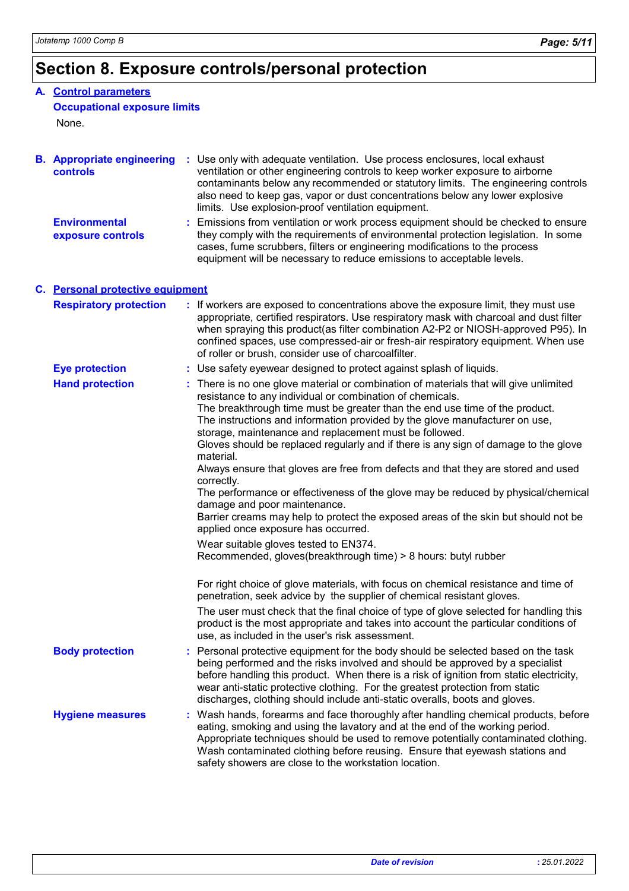# Section 8. Exposure controls/personal protection

## A. Control parameters

### Occupational exposure limits

None.

## B. Appropriate engineering controls

**Appropriate engineering controls** : Use only with adequate ventilation. Use process enclosures, local exhaust ventilation or other engineering controls to keep worker exposure to airborne contaminants below any recommended or statutory limits. The engineering controls also need to keep gas, vapor or dust concentrations below any lower explosive limits. Use explosion-proof ventilation equipment.

**Environmental exposure controls** : Emissions from ventilation or work process equipment should be checked to ensure they comply with the requirements of environmental protection legislation. In some cases, fume scrubbers, filters or engineering modifications to the process equipment will be necessary to reduce emissions to acceptable levels.

## C. Personal protective equipment

**Respiratory protection** : If workers are exposed to concentrations above the exposure limit, they must use appropriate, certified respirators. Use respiratory mask with charcoal and dust filter when spraying this product(as filter combination A2-P2 or NIOSH-approved P95). In confined spaces, use compressed-air or fresh-air respiratory equipment. When use of roller or brush, consider use of charcoalfilter.

**Eye protection** : Use safety eyewear designed to protect against splash of liquids.

**Hand protection** : There is no one glove material or combination of materials that will give unlimited resistance to any individual or combination of chemicals.
The breakthrough time must be greater than the end use time of the product.
The instructions and information provided by the glove manufacturer on use, storage, maintenance and replacement must be followed.
Gloves should be replaced regularly and if there is any sign of damage to the glove material.
Always ensure that gloves are free from defects and that they are stored and used correctly.
The performance or effectiveness of the glove may be reduced by physical/chemical damage and poor maintenance.
Barrier creams may help to protect the exposed areas of the skin but should not be applied once exposure has occurred.

Wear suitable gloves tested to EN374.
Recommended, gloves(breakthrough time) > 8 hours: butyl rubber

For right choice of glove materials, with focus on chemical resistance and time of penetration, seek advice by the supplier of chemical resistant gloves.

The user must check that the final choice of type of glove selected for handling this product is the most appropriate and takes into account the particular conditions of use, as included in the user's risk assessment.

**Body protection** : Personal protective equipment for the body should be selected based on the task being performed and the risks involved and should be approved by a specialist before handling this product. When there is a risk of ignition from static electricity, wear anti-static protective clothing. For the greatest protection from static discharges, clothing should include anti-static overalls, boots and gloves.

**Hygiene measures** : Wash hands, forearms and face thoroughly after handling chemical products, before eating, smoking and using the lavatory and at the end of the working period. Appropriate techniques should be used to remove potentially contaminated clothing. Wash contaminated clothing before reusing. Ensure that eyewash stations and safety showers are close to the workstation location.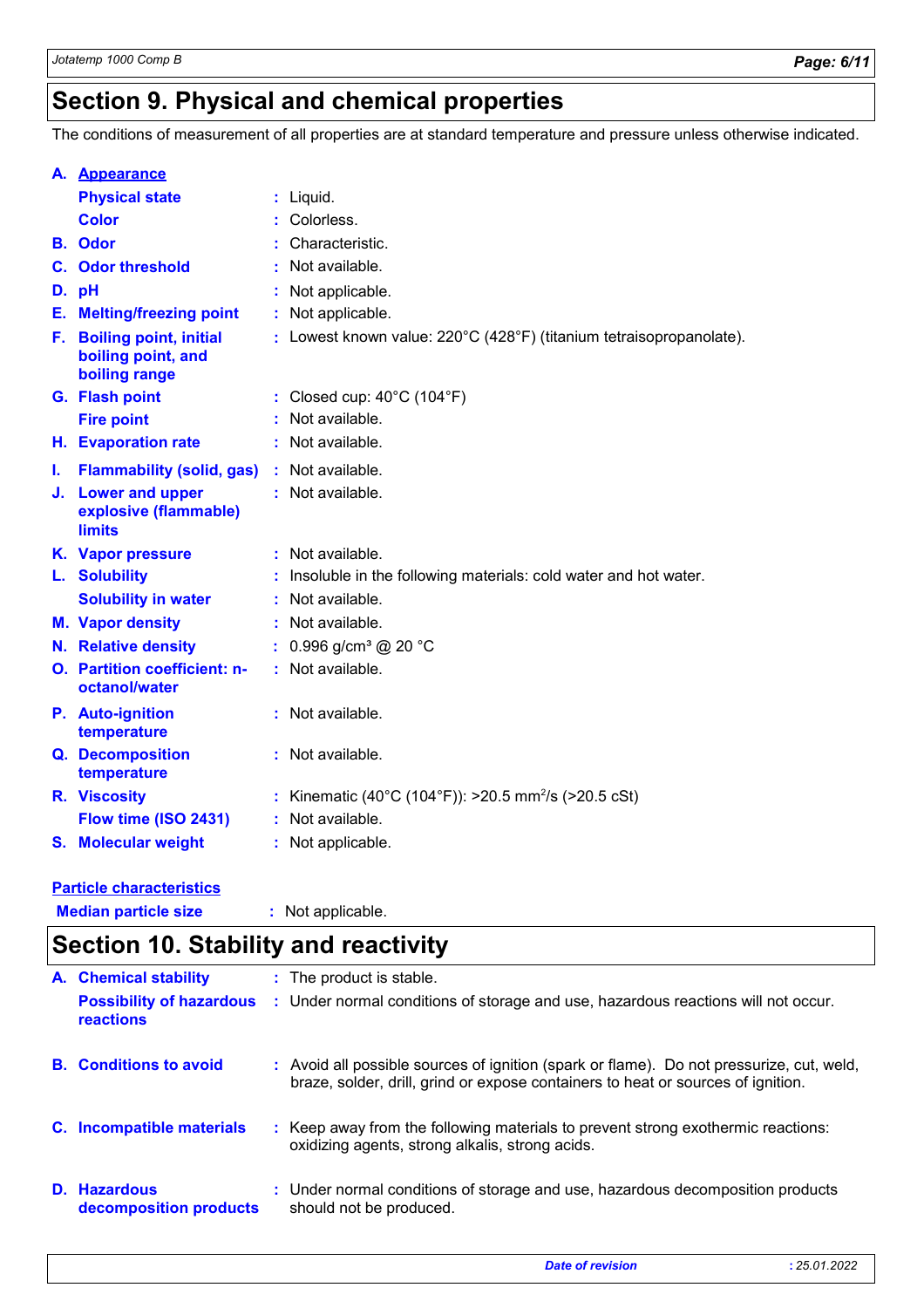# Section 9. Physical and chemical properties

The conditions of measurement of all properties are at standard temperature and pressure unless otherwise indicated.

| | | |
|---|---|---|
| **A.** | **Appearance** | |
| | **Physical state** | : Liquid. |
| | **Color** | : Colorless. |
| **B.** | **Odor** | : Characteristic. |
| **C.** | **Odor threshold** | : Not available. |
| **D.** | **pH** | : Not applicable. |
| **E.** | **Melting/freezing point** | : Not applicable. |
| **F.** | **Boiling point, initial boiling point, and boiling range** | : Lowest known value: 220°C (428°F) (titanium tetraisopropanolate). |
| **G.** | **Flash point** | : Closed cup: 40°C (104°F) |
| | **Fire point** | : Not available. |
| **H.** | **Evaporation rate** | : Not available. |
| **I.** | **Flammability (solid, gas)** | : Not available. |
| **J.** | **Lower and upper explosive (flammable) limits** | : Not available. |
| **K.** | **Vapor pressure** | : Not available. |
| **L.** | **Solubility** | : Insoluble in the following materials: cold water and hot water. |
| | **Solubility in water** | : Not available. |
| **M.** | **Vapor density** | : Not available. |
| **N.** | **Relative density** | : 0.996 g/cm³ @ 20 °C |
| **O.** | **Partition coefficient: n-octanol/water** | : Not available. |
| **P.** | **Auto-ignition temperature** | : Not available. |
| **Q.** | **Decomposition temperature** | : Not available. |
| **R.** | **Viscosity** | : Kinematic (40°C (104°F)): >20.5 $mm^2/s$ (>20.5 cSt) |
| | **Flow time (ISO 2431)** | : Not available. |
| **S.** | **Molecular weight** | : Not applicable. |

**Particle characteristics**

**Median particle size** : Not applicable.

# Section 10. Stability and reactivity

| | | |
|---|---|---|
| **A.** | **Chemical stability** | : The product is stable. |
| | **Possibility of hazardous reactions** | : Under normal conditions of storage and use, hazardous reactions will not occur. |
| **B.** | **Conditions to avoid** | : Avoid all possible sources of ignition (spark or flame). Do not pressurize, cut, weld, braze, solder, drill, grind or expose containers to heat or sources of ignition. |
| **C.** | **Incompatible materials** | : Keep away from the following materials to prevent strong exothermic reactions: oxidizing agents, strong alkalis, strong acids. |
| **D.** | **Hazardous decomposition products** | : Under normal conditions of storage and use, hazardous decomposition products should not be produced. |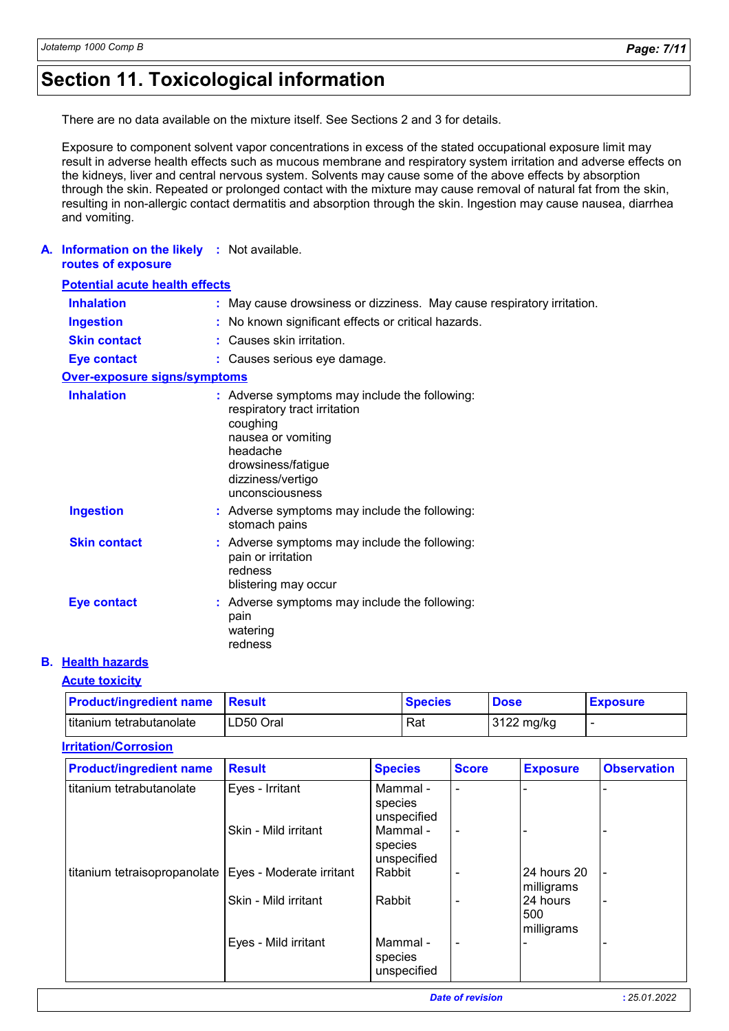# Section 11. Toxicological information

There are no data available on the mixture itself. See Sections 2 and 3 for details.

Exposure to component solvent vapor concentrations in excess of the stated occupational exposure limit may result in adverse health effects such as mucous membrane and respiratory system irritation and adverse effects on the kidneys, liver and central nervous system. Solvents may cause some of the above effects by absorption through the skin. Repeated or prolonged contact with the mixture may cause removal of natural fat from the skin, resulting in non-allergic contact dermatitis and absorption through the skin. Ingestion may cause nausea, diarrhea and vomiting.

**A. Information on the likely routes of exposure** : Not available.

**Potential acute health effects**

**Inhalation** : May cause drowsiness or dizziness. May cause respiratory irritation.

**Ingestion** : No known significant effects or critical hazards.

**Skin contact** : Causes skin irritation.

**Eye contact** : Causes serious eye damage.

**Over-exposure signs/symptoms**

**Inhalation** : Adverse symptoms may include the following:
respiratory tract irritation
coughing
nausea or vomiting
headache
drowsiness/fatigue
dizziness/vertigo
unconsciousness

**Ingestion** : Adverse symptoms may include the following:
stomach pains

**Skin contact** : Adverse symptoms may include the following:
pain or irritation
redness
blistering may occur

**Eye contact** : Adverse symptoms may include the following:
pain
watering
redness

**B. Health hazards**

**Acute toxicity**

| Product/ingredient name | Result | Species | Dose | Exposure |
|---|---|---|---|---|
| titanium tetrabutanolate | LD50 Oral | Rat | 3122 mg/kg | - |

**Irritation/Corrosion**

| Product/ingredient name | Result | Species | Score | Exposure | Observation |
|---|---|---|---|---|---|
| titanium tetrabutanolate | Eyes - Irritant | Mammal - species unspecified | - | - | - |
| | Skin - Mild irritant | Mammal - species unspecified | - | - | - |
| titanium tetraisopropanolate | Eyes - Moderate irritant | Rabbit | - | 24 hours 20 milligrams | - |
| | Skin - Mild irritant | Rabbit | - | 24 hours 500 milligrams | - |
| | Eyes - Mild irritant | Mammal - species unspecified | - | - | - |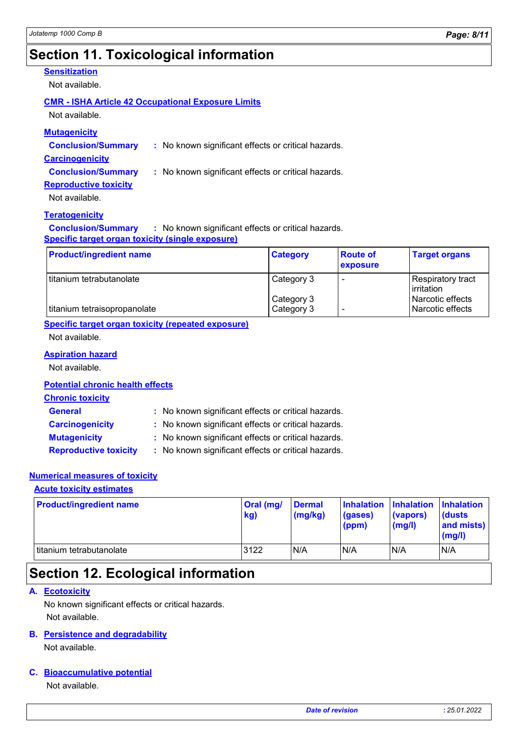# Section 11. Toxicological information

**Sensitization**

Not available.

**CMR - ISHA Article 42 Occupational Exposure Limits**

Not available.

**Mutagenicity**

**Conclusion/Summary** : No known significant effects or critical hazards.

**Carcinogenicity**

**Conclusion/Summary** : No known significant effects or critical hazards.

**Reproductive toxicity**

Not available.

**Teratogenicity**

**Conclusion/Summary** : No known significant effects or critical hazards.

**Specific target organ toxicity (single exposure)**

| Product/ingredient name | Category | Route of exposure | Target organs |
|---|---|---|---|
| titanium tetrabutanolate | Category 3 | - | Respiratory tract irritation |
| | Category 3 | | Narcotic effects |
| titanium tetraisopropanolate | Category 3 | - | Narcotic effects |

**Specific target organ toxicity (repeated exposure)**

Not available.

**Aspiration hazard**

Not available.

**Potential chronic health effects**

**Chronic toxicity**

**General** : No known significant effects or critical hazards.

**Carcinogenicity** : No known significant effects or critical hazards.

**Mutagenicity** : No known significant effects or critical hazards.

**Reproductive toxicity** : No known significant effects or critical hazards.

**Numerical measures of toxicity**

**Acute toxicity estimates**

| Product/ingredient name | Oral (mg/kg) | Dermal (mg/kg) | Inhalation (gases) (ppm) | Inhalation (vapors) (mg/l) | Inhalation (dusts and mists) (mg/l) |
|---|---|---|---|---|---|
| titanium tetrabutanolate | 3122 | N/A | N/A | N/A | N/A |

# Section 12. Ecological information

**A. Ecotoxicity**

No known significant effects or critical hazards.

Not available.

**B. Persistence and degradability**

Not available.

**C. Bioaccumulative potential**

Not available.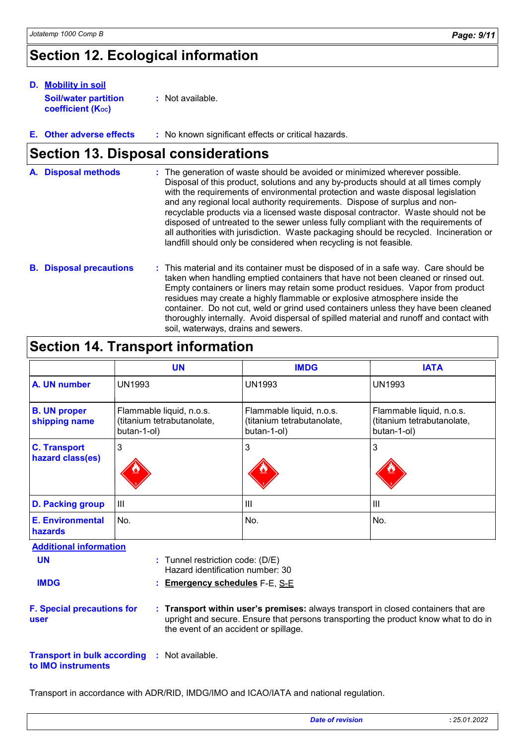# Section 12. Ecological information

**D. Mobility in soil**

**Soil/water partition coefficient ($K_{OC}$)** : Not available.

**E. Other adverse effects** : No known significant effects or critical hazards.

# Section 13. Disposal considerations

**A. Disposal methods** : The generation of waste should be avoided or minimized wherever possible. Disposal of this product, solutions and any by-products should at all times comply with the requirements of environmental protection and waste disposal legislation and any regional local authority requirements. Dispose of surplus and non-recyclable products via a licensed waste disposal contractor. Waste should not be disposed of untreated to the sewer unless fully compliant with the requirements of all authorities with jurisdiction. Waste packaging should be recycled. Incineration or landfill should only be considered when recycling is not feasible.

**B. Disposal precautions** : This material and its container must be disposed of in a safe way. Care should be taken when handling emptied containers that have not been cleaned or rinsed out. Empty containers or liners may retain some product residues. Vapor from product residues may create a highly flammable or explosive atmosphere inside the container. Do not cut, weld or grind used containers unless they have been cleaned thoroughly internally. Avoid dispersal of spilled material and runoff and contact with soil, waterways, drains and sewers.

# Section 14. Transport information

| | UN | IMDG | IATA |
|---|---|---|---|
| **A. UN number** | UN1993 | UN1993 | UN1993 |
| **B. UN proper shipping name** | Flammable liquid, n.o.s. (titanium tetrabutanolate, butan-1-ol) | Flammable liquid, n.o.s. (titanium tetrabutanolate, butan-1-ol) | Flammable liquid, n.o.s. (titanium tetrabutanolate, butan-1-ol) |
| **C. Transport hazard class(es)** | 3 | 3 | 3 |
| **D. Packing group** | III | III | III |
| **E. Environmental hazards** | No. | No. | No. |

**Additional information**

**UN** : Tunnel restriction code: (D/E)
Hazard identification number: 30

**IMDG** : **Emergency schedules** F-E, S-E

**F. Special precautions for user** : **Transport within user's premises:** always transport in closed containers that are upright and secure. Ensure that persons transporting the product know what to do in the event of an accident or spillage.

**Transport in bulk according to IMO instruments** : Not available.

Transport in accordance with ADR/RID, IMDG/IMO and ICAO/IATA and national regulation.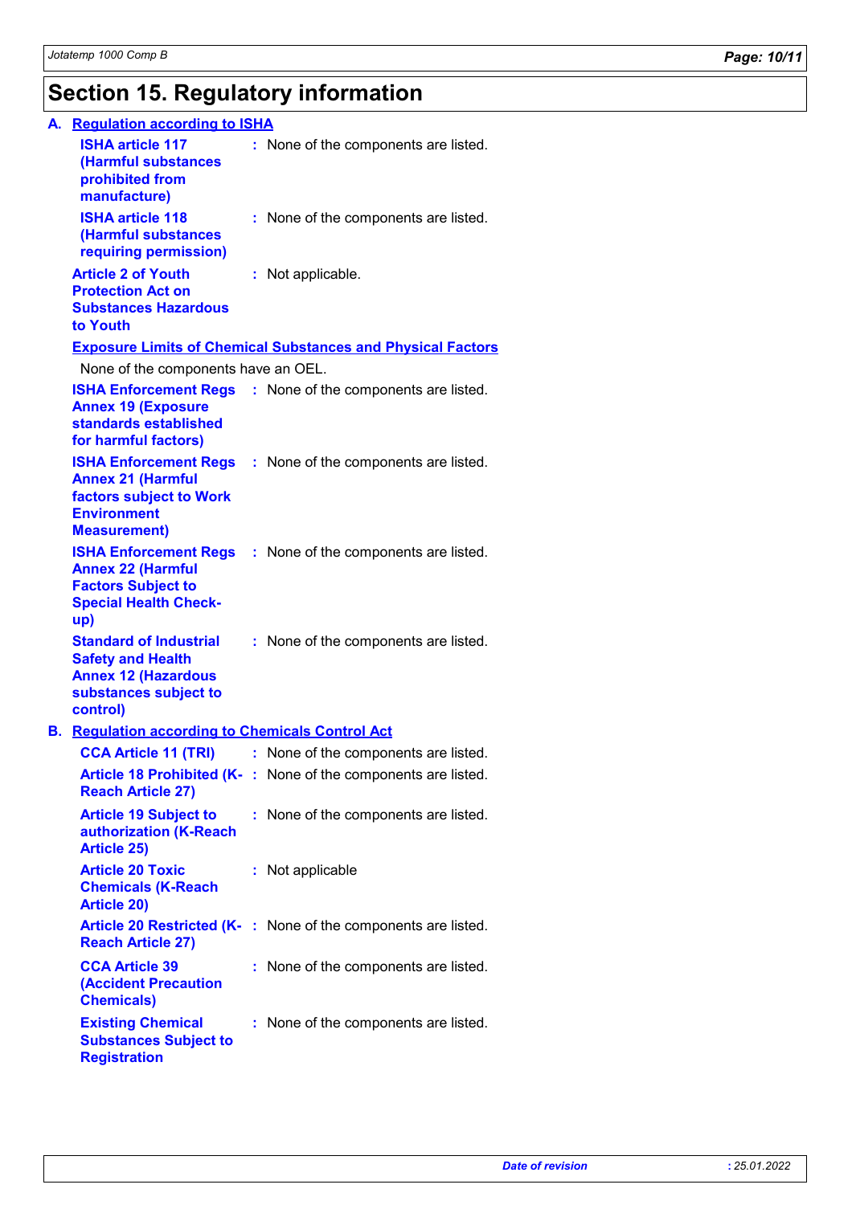# Section 15. Regulatory information

## A. Regulation according to ISHA

**ISHA article 117 (Harmful substances prohibited from manufacture)** : None of the components are listed.

**ISHA article 118 (Harmful substances requiring permission)** : None of the components are listed.

**Article 2 of Youth Protection Act on Substances Hazardous to Youth** : Not applicable.

**Exposure Limits of Chemical Substances and Physical Factors**

None of the components have an OEL.

**ISHA Enforcement Regs Annex 19 (Exposure standards established for harmful factors)** : None of the components are listed.

**ISHA Enforcement Regs Annex 21 (Harmful factors subject to Work Environment Measurement)** : None of the components are listed.

**ISHA Enforcement Regs Annex 22 (Harmful Factors Subject to Special Health Check-up)** : None of the components are listed.

**Standard of Industrial Safety and Health Annex 12 (Hazardous substances subject to control)** : None of the components are listed.

## B. Regulation according to Chemicals Control Act

**CCA Article 11 (TRI)** : None of the components are listed.

**Article 18 Prohibited (K-Reach Article 27)** : None of the components are listed.

**Article 19 Subject to authorization (K-Reach Article 25)** : None of the components are listed.

**Article 20 Toxic Chemicals (K-Reach Article 20)** : Not applicable

**Article 20 Restricted (K-Reach Article 27)** : None of the components are listed.

**CCA Article 39 (Accident Precaution Chemicals)** : None of the components are listed.

**Existing Chemical Substances Subject to Registration** : None of the components are listed.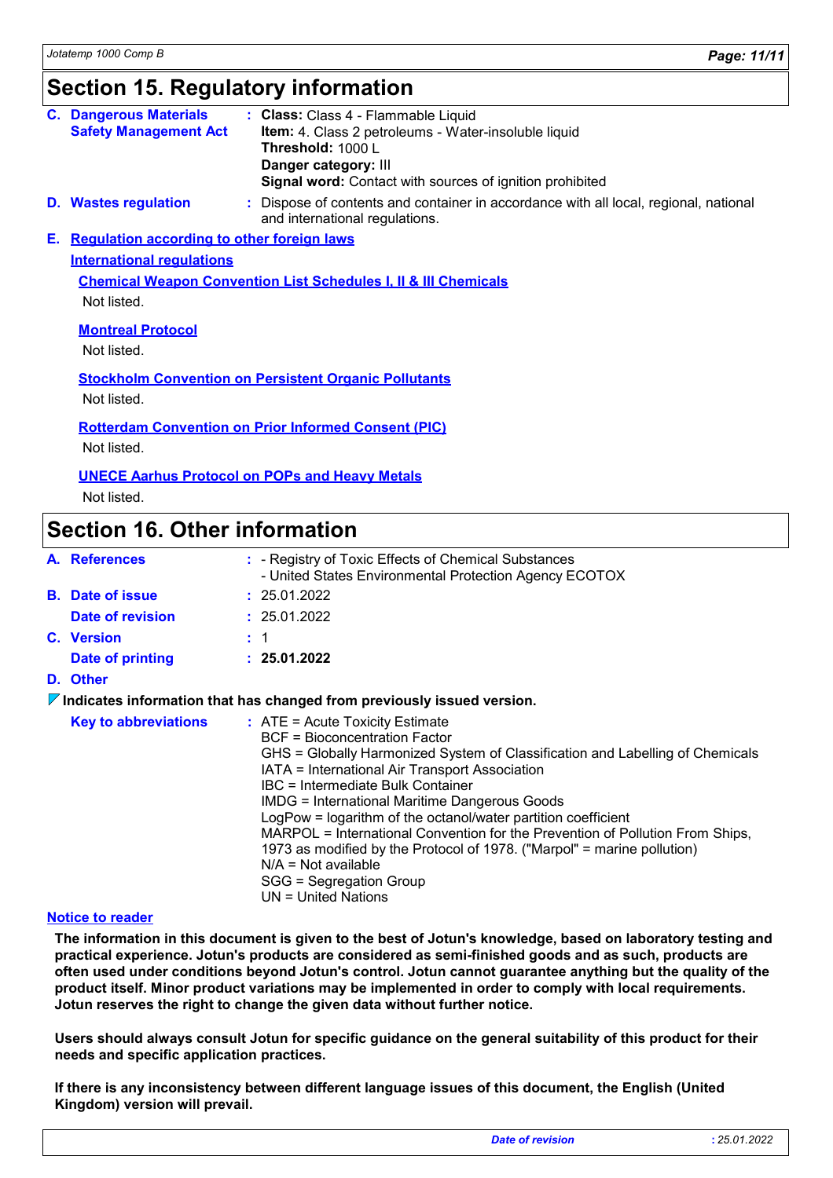# Section 15. Regulatory information

**C. Dangerous Materials Safety Management Act** : **Class:** Class 4 - Flammable Liquid
**Item:** 4. Class 2 petroleums - Water-insoluble liquid
**Threshold:** 1000 L
**Danger category:** III
**Signal word:** Contact with sources of ignition prohibited

**D. Wastes regulation** : Dispose of contents and container in accordance with all local, regional, national and international regulations.

**E. Regulation according to other foreign laws**

**International regulations**

**Chemical Weapon Convention List Schedules I, II & III Chemicals**

Not listed.

**Montreal Protocol**

Not listed.

**Stockholm Convention on Persistent Organic Pollutants**

Not listed.

**Rotterdam Convention on Prior Informed Consent (PIC)**

Not listed.

**UNECE Aarhus Protocol on POPs and Heavy Metals**

Not listed.

# Section 16. Other information

**A. References** : - Registry of Toxic Effects of Chemical Substances
- United States Environmental Protection Agency ECOTOX

**B. Date of issue** : 25.01.2022

**Date of revision** : 25.01.2022

**C. Version** : 1

**Date of printing** : **25.01.2022**

**D. Other**

**Indicates information that has changed from previously issued version.**

**Key to abbreviations** : ATE = Acute Toxicity Estimate
BCF = Bioconcentration Factor
GHS = Globally Harmonized System of Classification and Labelling of Chemicals
IATA = International Air Transport Association
IBC = Intermediate Bulk Container
IMDG = International Maritime Dangerous Goods
LogPow = logarithm of the octanol/water partition coefficient
MARPOL = International Convention for the Prevention of Pollution From Ships, 1973 as modified by the Protocol of 1978. ("Marpol" = marine pollution)
N/A = Not available
SGG = Segregation Group
UN = United Nations

**Notice to reader**

**The information in this document is given to the best of Jotun's knowledge, based on laboratory testing and practical experience. Jotun's products are considered as semi-finished goods and as such, products are often used under conditions beyond Jotun's control. Jotun cannot guarantee anything but the quality of the product itself. Minor product variations may be implemented in order to comply with local requirements. Jotun reserves the right to change the given data without further notice.**

**Users should always consult Jotun for specific guidance on the general suitability of this product for their needs and specific application practices.**

**If there is any inconsistency between different language issues of this document, the English (United Kingdom) version will prevail.**